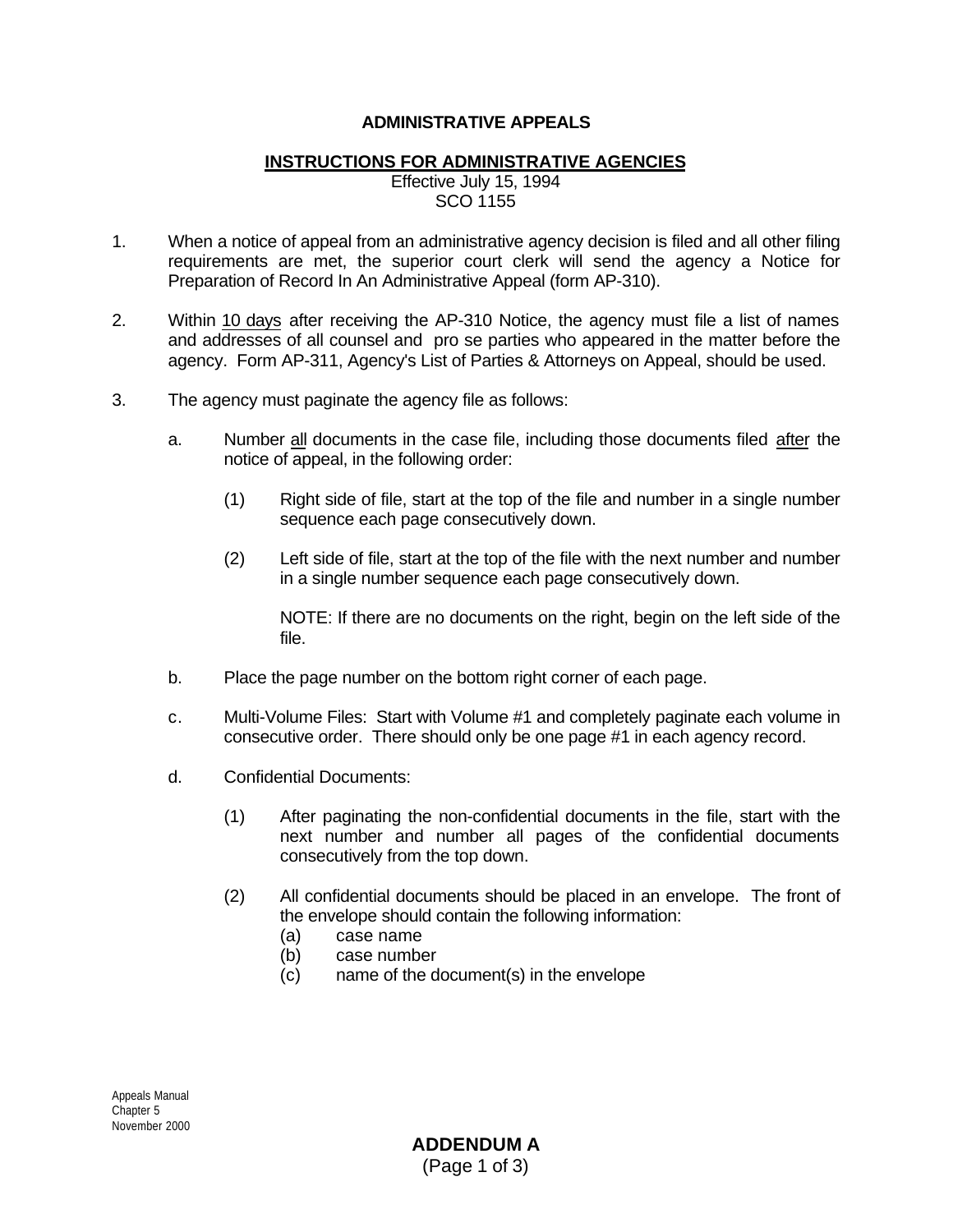# ADMINISTRATIVE APPEALS

## INSTRUCTIONS FOR ADMINISTRATIVE AGENCIES

Effective July 15, 1994
SCO 1155

1. When a notice of appeal from an administrative agency decision is filed and all other filing requirements are met, the superior court clerk will send the agency a Notice for Preparation of Record In An Administrative Appeal (form AP-310).

2. Within 10 days after receiving the AP-310 Notice, the agency must file a list of names and addresses of all counsel and pro se parties who appeared in the matter before the agency. Form AP-311, Agency's List of Parties & Attorneys on Appeal, should be used.

3. The agency must paginate the agency file as follows:

   a. Number all documents in the case file, including those documents filed after the notice of appeal, in the following order:

      (1) Right side of file, start at the top of the file and number in a single number sequence each page consecutively down.

      (2) Left side of file, start at the top of the file with the next number and number in a single number sequence each page consecutively down.

      NOTE: If there are no documents on the right, begin on the left side of the file.

   b. Place the page number on the bottom right corner of each page.

   c. Multi-Volume Files: Start with Volume #1 and completely paginate each volume in consecutive order. There should only be one page #1 in each agency record.

   d. Confidential Documents:

      (1) After paginating the non-confidential documents in the file, start with the next number and number all pages of the confidential documents consecutively from the top down.

      (2) All confidential documents should be placed in an envelope. The front of the envelope should contain the following information:
         (a) case name
         (b) case number
         (c) name of the document(s) in the envelope

Appeals Manual
Chapter 5
November 2000

**ADDENDUM A**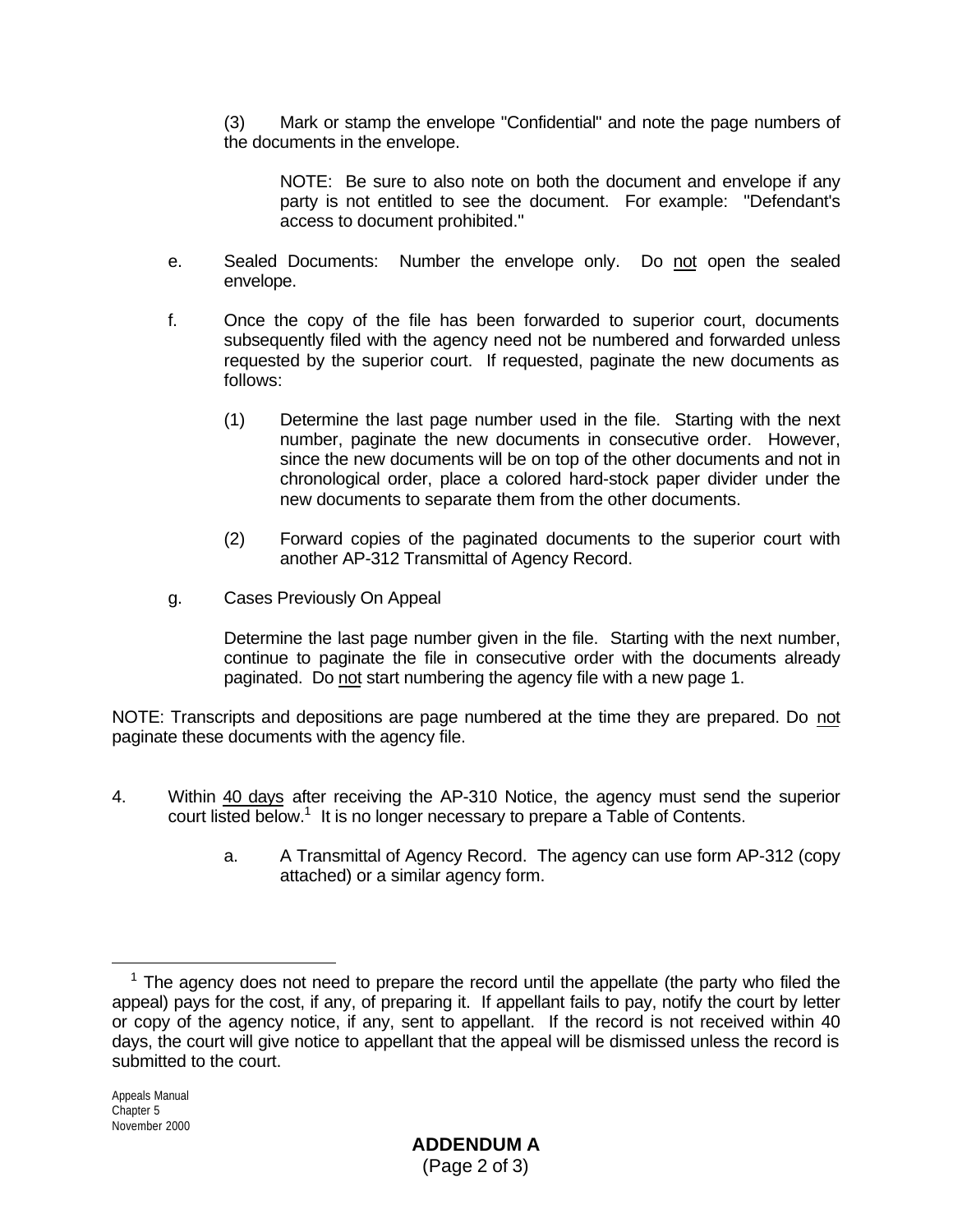(3) Mark or stamp the envelope "Confidential" and note the page numbers of the documents in the envelope.

> NOTE: Be sure to also note on both the document and envelope if any party is not entitled to see the document. For example: "Defendant's access to document prohibited."

e. Sealed Documents: Number the envelope only. Do not open the sealed envelope.

f. Once the copy of the file has been forwarded to superior court, documents subsequently filed with the agency need not be numbered and forwarded unless requested by the superior court. If requested, paginate the new documents as follows:

   (1) Determine the last page number used in the file. Starting with the next number, paginate the new documents in consecutive order. However, since the new documents will be on top of the other documents and not in chronological order, place a colored hard-stock paper divider under the new documents to separate them from the other documents.

   (2) Forward copies of the paginated documents to the superior court with another AP-312 Transmittal of Agency Record.

g. Cases Previously On Appeal

   Determine the last page number given in the file. Starting with the next number, continue to paginate the file in consecutive order with the documents already paginated. Do not start numbering the agency file with a new page 1.

NOTE: Transcripts and depositions are page numbered at the time they are prepared. Do not paginate these documents with the agency file.

4. Within 40 days after receiving the AP-310 Notice, the agency must send the superior court listed below.[1] It is no longer necessary to prepare a Table of Contents.

   a. A Transmittal of Agency Record. The agency can use form AP-312 (copy attached) or a similar agency form.

---

[1] The agency does not need to prepare the record until the appellate (the party who filed the appeal) pays for the cost, if any, of preparing it. If appellant fails to pay, notify the court by letter or copy of the agency notice, if any, sent to appellant. If the record is not received within 40 days, the court will give notice to appellant that the appeal will be dismissed unless the record is submitted to the court.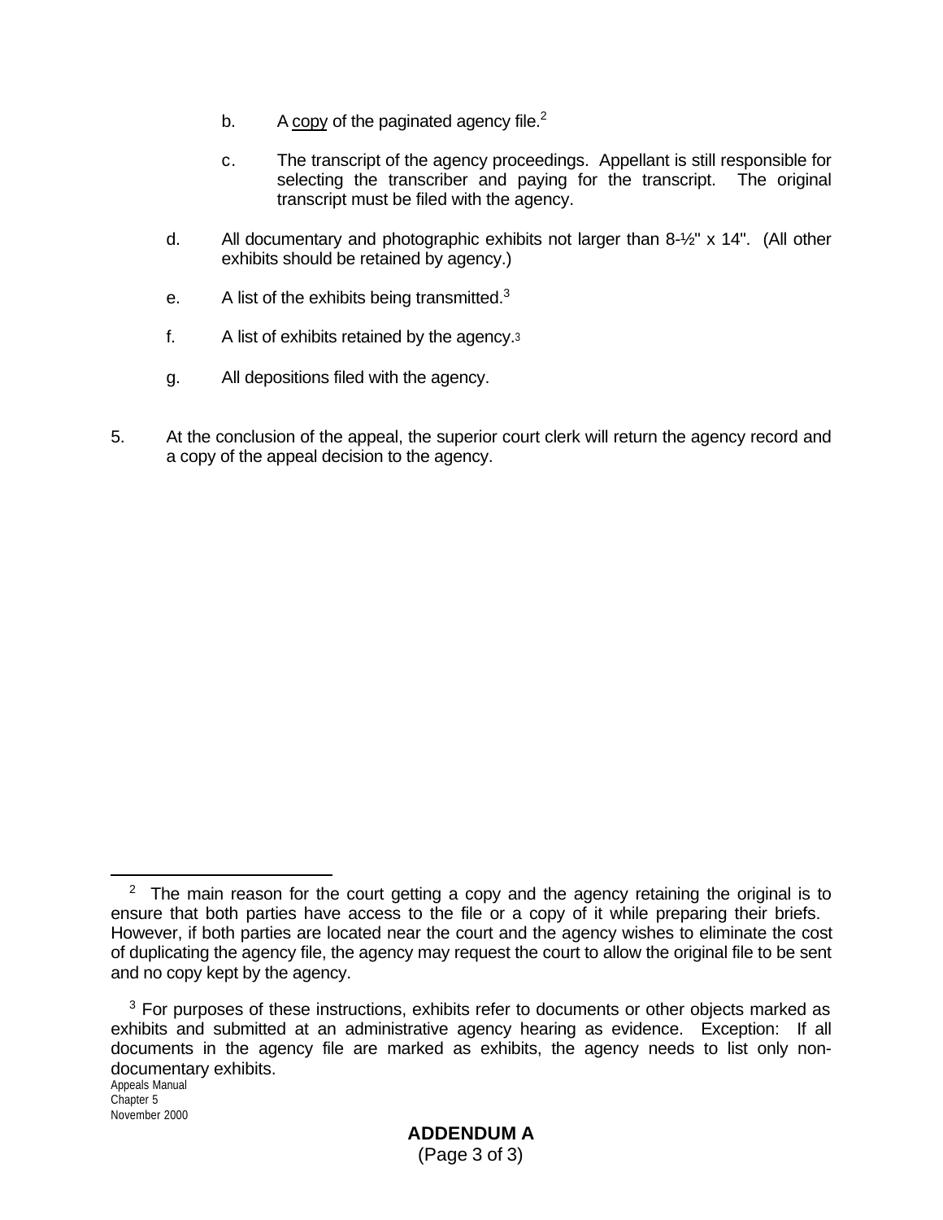b. A <u>copy</u> of the paginated agency file.[2]

c. The transcript of the agency proceedings. Appellant is still responsible for selecting the transcriber and paying for the transcript. The original transcript must be filed with the agency.

d. All documentary and photographic exhibits not larger than 8-½" x 14". (All other exhibits should be retained by agency.)

e. A list of the exhibits being transmitted.[3]

f. A list of exhibits retained by the agency.[3]

g. All depositions filed with the agency.

5. At the conclusion of the appeal, the superior court clerk will return the agency record and a copy of the appeal decision to the agency.

---

[2] The main reason for the court getting a copy and the agency retaining the original is to ensure that both parties have access to the file or a copy of it while preparing their briefs. However, if both parties are located near the court and the agency wishes to eliminate the cost of duplicating the agency file, the agency may request the court to allow the original file to be sent and no copy kept by the agency.

[3] For purposes of these instructions, exhibits refer to documents or other objects marked as exhibits and submitted at an administrative agency hearing as evidence. Exception: If all documents in the agency file are marked as exhibits, the agency needs to list only non-documentary exhibits.

**ADDENDUM A**